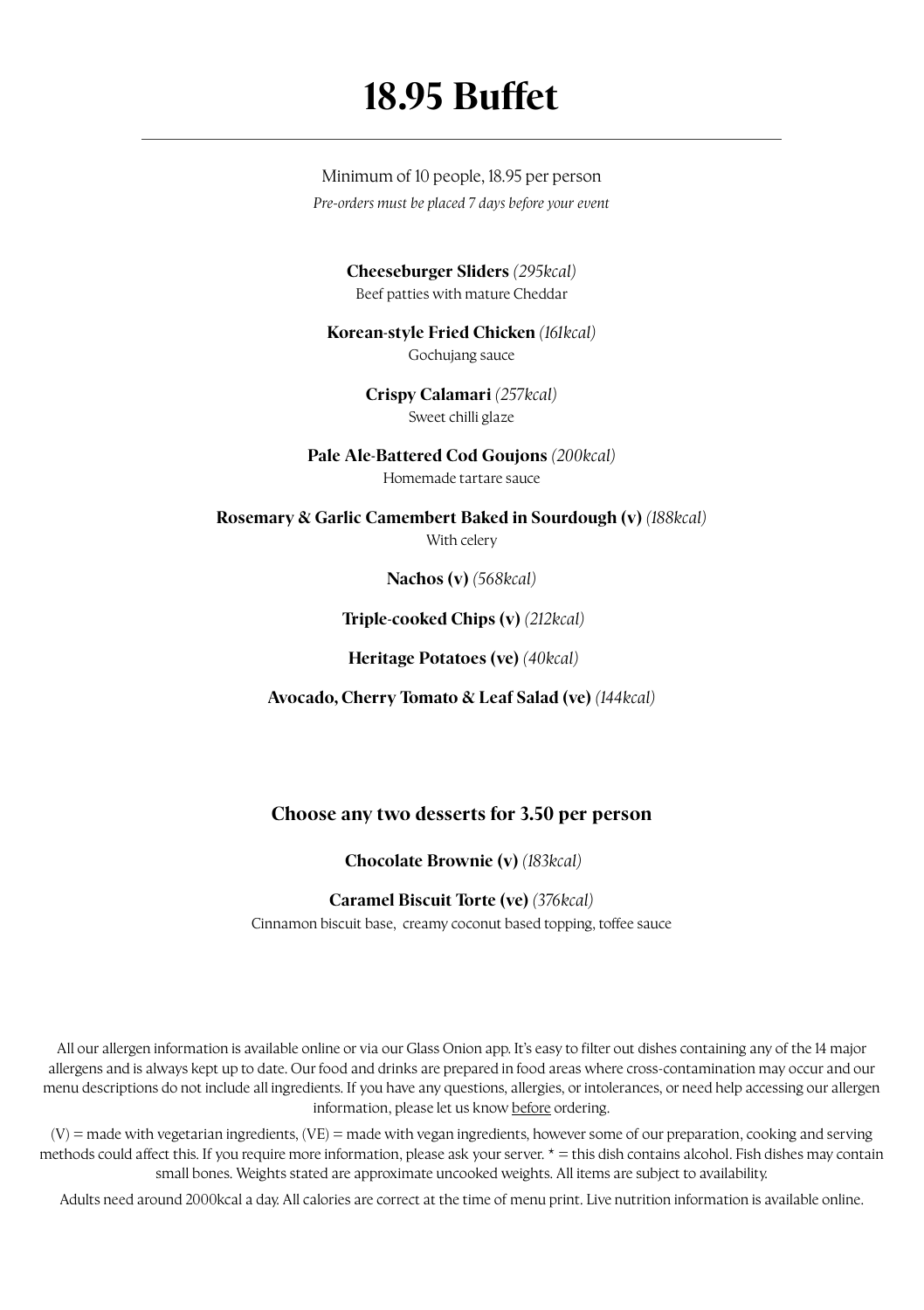# 18.95 Buffet

Minimum of 10 people, 18.95 per person

*Pre-orders must be placed 7 days before your event*

**Cheeseburger Sliders** *(295kcal)*
Beef patties with mature Cheddar

**Korean-style Fried Chicken** *(161kcal)*
Gochujang sauce

**Crispy Calamari** *(257kcal)*
Sweet chilli glaze

**Pale Ale-Battered Cod Goujons** *(200kcal)*
Homemade tartare sauce

**Rosemary & Garlic Camembert Baked in Sourdough (v)** *(188kcal)*
With celery

**Nachos (v)** *(568kcal)*

**Triple-cooked Chips (v)** *(212kcal)*

**Heritage Potatoes (ve)** *(40kcal)*

**Avocado, Cherry Tomato & Leaf Salad (ve)** *(144kcal)*

### Choose any two desserts for 3.50 per person

**Chocolate Brownie (v)** *(183kcal)*

**Caramel Biscuit Torte (ve)** *(376kcal)*
Cinnamon biscuit base, creamy coconut based topping, toffee sauce

All our allergen information is available online or via our Glass Onion app. It's easy to filter out dishes containing any of the 14 major allergens and is always kept up to date. Our food and drinks are prepared in food areas where cross-contamination may occur and our menu descriptions do not include all ingredients. If you have any questions, allergies, or intolerances, or need help accessing our allergen information, please let us know before ordering.

(V) = made with vegetarian ingredients, (VE) = made with vegan ingredients, however some of our preparation, cooking and serving methods could affect this. If you require more information, please ask your server. * = this dish contains alcohol. Fish dishes may contain small bones. Weights stated are approximate uncooked weights. All items are subject to availability.

Adults need around 2000kcal a day. All calories are correct at the time of menu print. Live nutrition information is available online.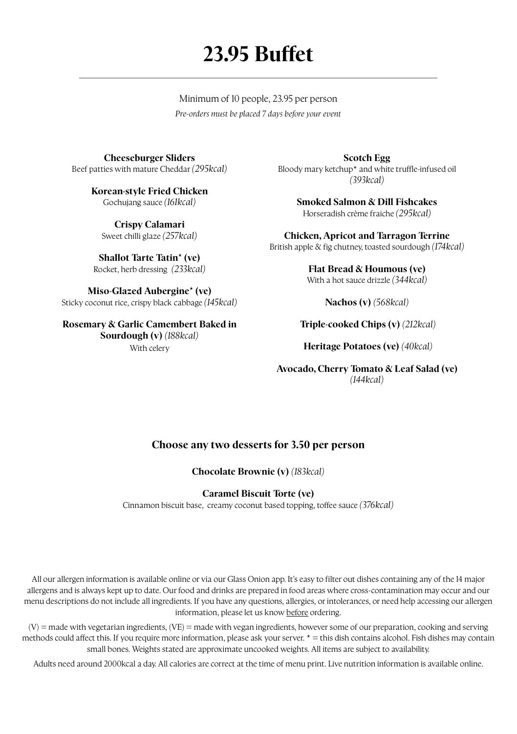# 23.95 Buffet

Minimum of 10 people, 23.95 per person

*Pre-orders must be placed 7 days before your event*

**Cheeseburger Sliders**
Beef patties with mature Cheddar *(295kcal)*

**Korean-style Fried Chicken**
Gochujang sauce *(161kcal)*

**Crispy Calamari**
Sweet chilli glaze *(257kcal)*

**Shallot Tarte Tatin* (ve)**
Rocket, herb dressing *(233kcal)*

**Miso-Glazed Aubergine* (ve)**
Sticky coconut rice, crispy black cabbage *(145kcal)*

**Rosemary & Garlic Camembert Baked in Sourdough (v)** *(188kcal)*
With celery

**Scotch Egg**
Bloody mary ketchup* and white truffle-infused oil *(393kcal)*

**Smoked Salmon & Dill Fishcakes**
Horseradish crème fraiche *(295kcal)*

**Chicken, Apricot and Tarragon Terrine**
British apple & fig chutney, toasted sourdough *(174kcal)*

**Flat Bread & Houmous (ve)**
With a hot sauce drizzle *(344kcal)*

**Nachos (v)** *(568kcal)*

**Triple-cooked Chips (v)** *(212kcal)*

**Heritage Potatoes (ve)** *(40kcal)*

**Avocado, Cherry Tomato & Leaf Salad (ve)** *(144kcal)*

## Choose any two desserts for 3.50 per person

**Chocolate Brownie (v)** *(183kcal)*

**Caramel Biscuit Torte (ve)**
Cinnamon biscuit base, creamy coconut based topping, toffee sauce *(376kcal)*

All our allergen information is available online or via our Glass Onion app. It's easy to filter out dishes containing any of the 14 major allergens and is always kept up to date. Our food and drinks are prepared in food areas where cross-contamination may occur and our menu descriptions do not include all ingredients. If you have any questions, allergies, or intolerances, or need help accessing our allergen information, please let us know before ordering.

(V) = made with vegetarian ingredients, (VE) = made with vegan ingredients, however some of our preparation, cooking and serving methods could affect this. If you require more information, please ask your server. * = this dish contains alcohol. Fish dishes may contain small bones. Weights stated are approximate uncooked weights. All items are subject to availability.

Adults need around 2000kcal a day. All calories are correct at the time of menu print. Live nutrition information is available online.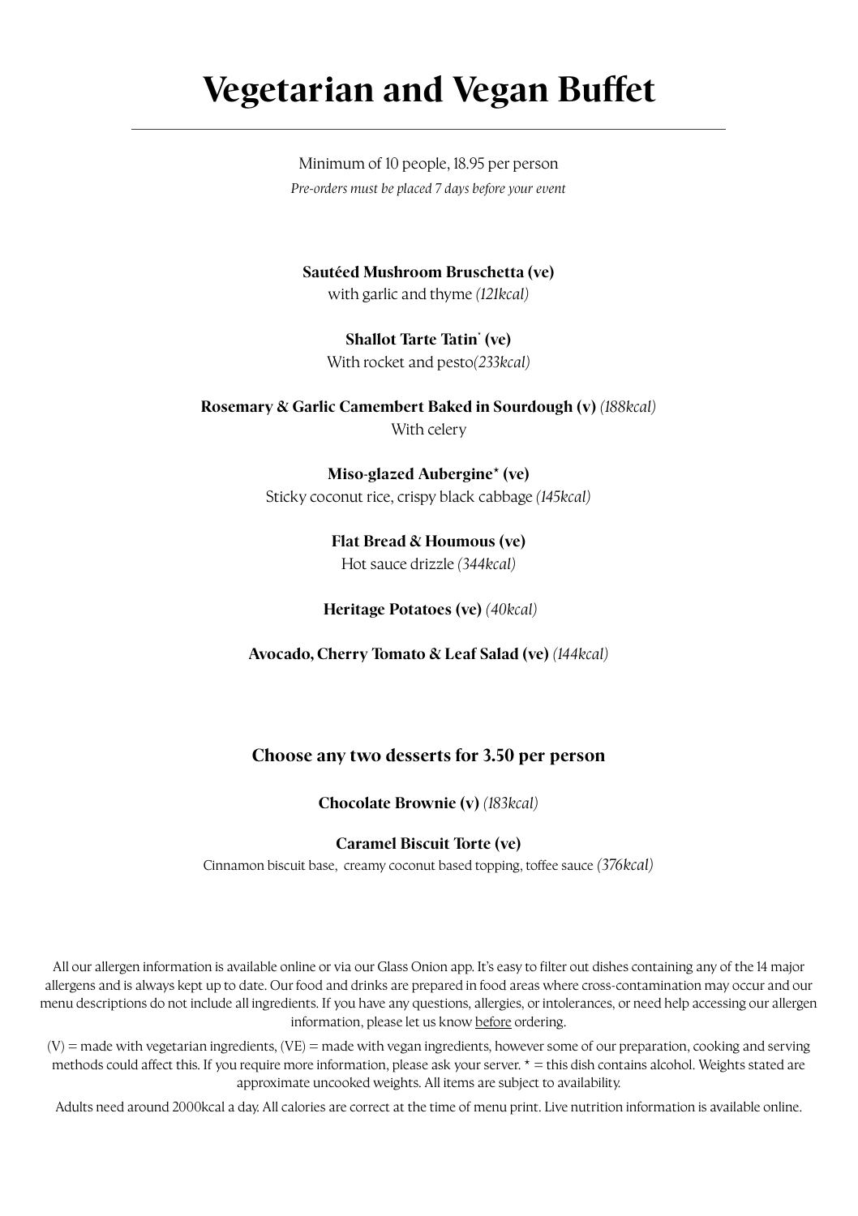# Vegetarian and Vegan Buffet

Minimum of 10 people, 18.95 per person

*Pre-orders must be placed 7 days before your event*

**Sautéed Mushroom Bruschetta (ve)**
with garlic and thyme *(121kcal)*

**Shallot Tarte Tatin* (ve)**
With rocket and pesto*(233kcal)*

**Rosemary & Garlic Camembert Baked in Sourdough (v)** *(188kcal)*
With celery

**Miso-glazed Aubergine* (ve)**
Sticky coconut rice, crispy black cabbage *(145kcal)*

**Flat Bread & Houmous (ve)**
Hot sauce drizzle *(344kcal)*

**Heritage Potatoes (ve)** *(40kcal)*

**Avocado, Cherry Tomato & Leaf Salad (ve)** *(144kcal)*

## Choose any two desserts for 3.50 per person

**Chocolate Brownie (v)** *(183kcal)*

**Caramel Biscuit Torte (ve)**
Cinnamon biscuit base, creamy coconut based topping, toffee sauce *(376kcal)*

All our allergen information is available online or via our Glass Onion app. It's easy to filter out dishes containing any of the 14 major allergens and is always kept up to date. Our food and drinks are prepared in food areas where cross-contamination may occur and our menu descriptions do not include all ingredients. If you have any questions, allergies, or intolerances, or need help accessing our allergen information, please let us know before ordering.

(V) = made with vegetarian ingredients, (VE) = made with vegan ingredients, however some of our preparation, cooking and serving methods could affect this. If you require more information, please ask your server. * = this dish contains alcohol. Weights stated are approximate uncooked weights. All items are subject to availability.

Adults need around 2000kcal a day. All calories are correct at the time of menu print. Live nutrition information is available online.